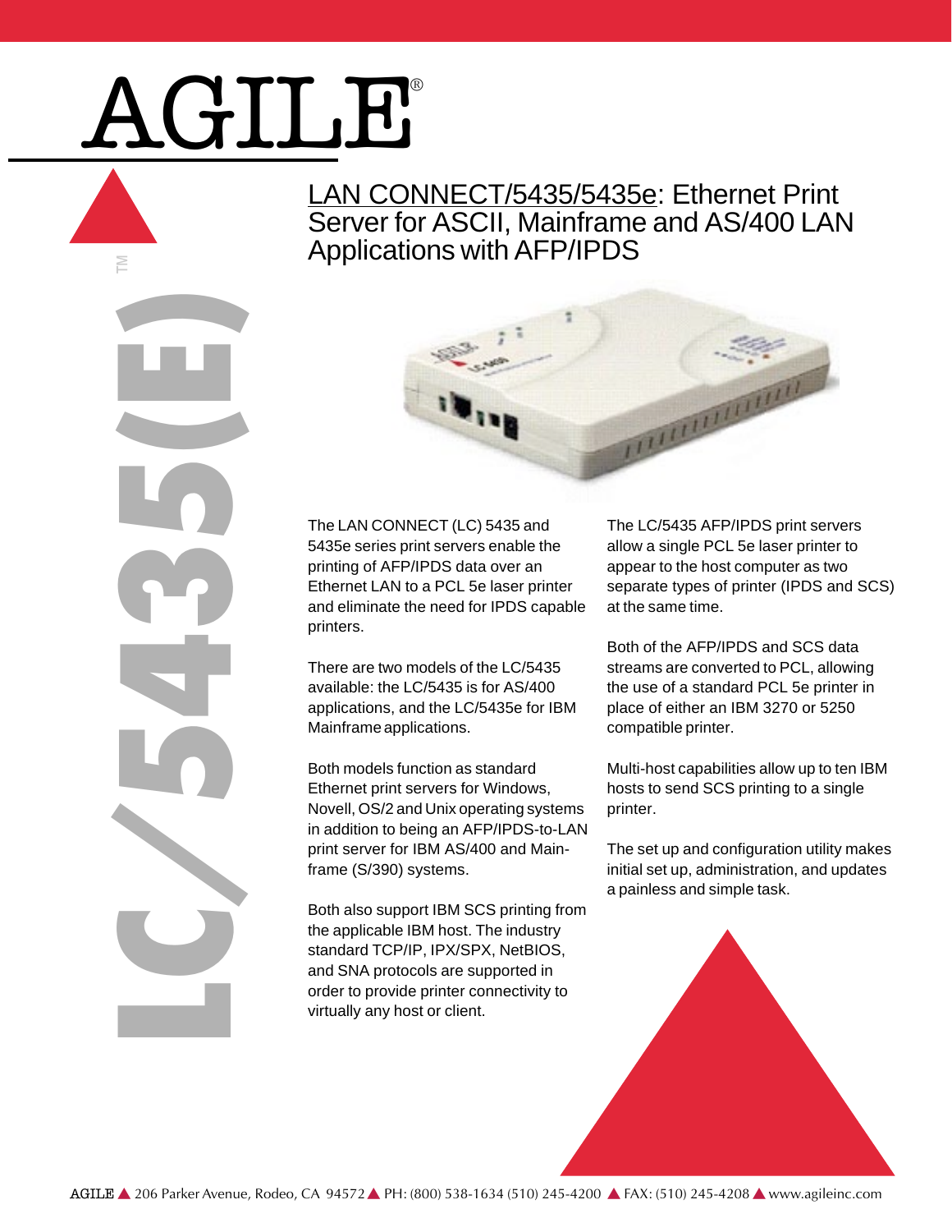# AGILE®

LC/5435(E)™

## LAN CONNECT/5435/5435e: Ethernet Print Server for ASCII, Mainframe and AS/400 LAN Applications with AFP/IPDS

The LAN CONNECT (LC) 5435 and 5435e series print servers enable the printing of AFP/IPDS data over an Ethernet LAN to a PCL 5e laser printer and eliminate the need for IPDS capable printers.

There are two models of the LC/5435 available: the LC/5435 is for AS/400 applications, and the LC/5435e for IBM Mainframe applications.

Both models function as standard Ethernet print servers for Windows, Novell, OS/2 and Unix operating systems in addition to being an AFP/IPDS-to-LAN print server for IBM AS/400 and Mainframe (S/390) systems.

Both also support IBM SCS printing from the applicable IBM host. The industry standard TCP/IP, IPX/SPX, NetBIOS, and SNA protocols are supported in order to provide printer connectivity to virtually any host or client.

The LC/5435 AFP/IPDS print servers allow a single PCL 5e laser printer to appear to the host computer as two separate types of printer (IPDS and SCS) at the same time.

Both of the AFP/IPDS and SCS data streams are converted to PCL, allowing the use of a standard PCL 5e printer in place of either an IBM 3270 or 5250 compatible printer.

Multi-host capabilities allow up to ten IBM hosts to send SCS printing to a single printer.

The set up and configuration utility makes initial set up, administration, and updates a painless and simple task.

AGILE ▲ 206 Parker Avenue, Rodeo, CA 94572 ▲ PH: (800) 538-1634 (510) 245-4200 ▲ FAX: (510) 245-4208 ▲ www.agileinc.com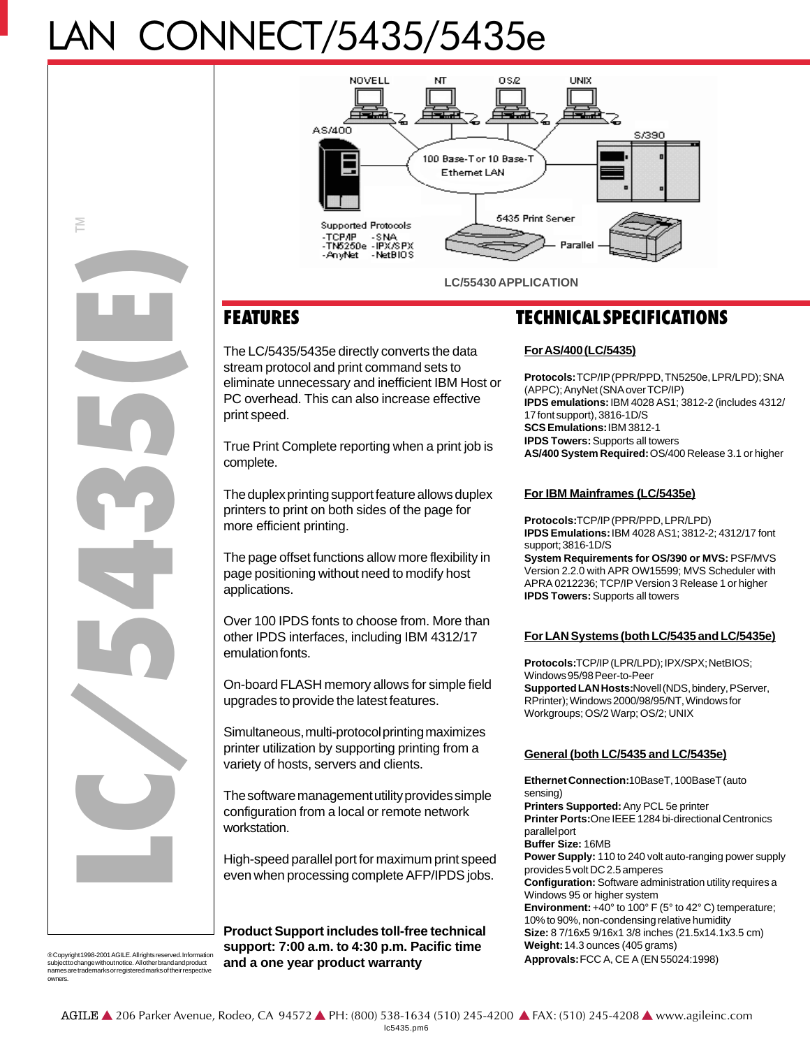// LAN CONNECT/5435/5435e

LC/5435(E)™

NOVELL NT OS/2 UNIX

AS/400

S/390

100 Base-T or 10 Base-T Ethernet LAN

5435 Print Server

Parallel

Supported Protocols
-TCP/IP -SNA
-TN5250e -IPX/SPX
-AnyNet -NetBIOS

LC/55430 APPLICATION

## FEATURES

The LC/5435/5435e directly converts the data stream protocol and print command sets to eliminate unnecessary and inefficient IBM Host or PC overhead. This can also increase effective print speed.

True Print Complete reporting when a print job is complete.

The duplex printing support feature allows duplex printers to print on both sides of the page for more efficient printing.

The page offset functions allow more flexibility in page positioning without need to modify host applications.

Over 100 IPDS fonts to choose from. More than other IPDS interfaces, including IBM 4312/17 emulation fonts.

On-board FLASH memory allows for simple field upgrades to provide the latest features.

Simultaneous, multi-protocol printing maximizes printer utilization by supporting printing from a variety of hosts, servers and clients.

The software management utility provides simple configuration from a local or remote network workstation.

High-speed parallel port for maximum print speed even when processing complete AFP/IPDS jobs.

**Product Support includes toll-free technical support: 7:00 a.m. to 4:30 p.m. Pacific time and a one year product warranty**

## TECHNICAL SPECIFICATIONS

### For AS/400 (LC/5435)

**Protocols:** TCP/IP (PPR/PPD, TN5250e, LPR/LPD); SNA (APPC); AnyNet (SNA over TCP/IP)
**IPDS emulations:** IBM 4028 AS1; 3812-2 (includes 4312/17 font support), 3816-1D/S
**SCS Emulations:** IBM 3812-1
**IPDS Towers:** Supports all towers
**AS/400 System Required:** OS/400 Release 3.1 or higher

### For IBM Mainframes (LC/5435e)

**Protocols:** TCP/IP (PPR/PPD, LPR/LPD)
**IPDS Emulations:** IBM 4028 AS1; 3812-2; 4312/17 font support; 3816-1D/S
**System Requirements for OS/390 or MVS:** PSF/MVS Version 2.2.0 with APR OW15599; MVS Scheduler with APRA 0212236; TCP/IP Version 3 Release 1 or higher
**IPDS Towers:** Supports all towers

### For LAN Systems (both LC/5435 and LC/5435e)

**Protocols:** TCP/IP (LPR/LPD); IPX/SPX; NetBIOS; Windows 95/98 Peer-to-Peer
**Supported LAN Hosts:** Novell (NDS, bindery, PServer, RPrinter); Windows 2000/98/95/NT, Windows for Workgroups; OS/2 Warp; OS/2; UNIX

### General (both LC/5435 and LC/5435e)

**Ethernet Connection:** 10BaseT, 100BaseT (auto sensing)
**Printers Supported:** Any PCL 5e printer
**Printer Ports:** One IEEE 1284 bi-directional Centronics parallel port
**Buffer Size:** 16MB
**Power Supply:** 110 to 240 volt auto-ranging power supply provides 5 volt DC 2.5 amperes
**Configuration:** Software administration utility requires a Windows 95 or higher system
**Environment:** +40° to 100° F (5° to 42° C) temperature; 10% to 90%, non-condensing relative humidity
**Size:** 8 7/16x5 9/16x1 3/8 inches (21.5x14.1x3.5 cm)
**Weight:** 14.3 ounces (405 grams)
**Approvals:** FCC A, CE A (EN 55024:1998)

® Copyright 1998-2001 AGILE. All rights reserved. Information subject to change without notice. All other brand and product names are trademarks or registered marks of their respective owners.

AGILE ▲ 206 Parker Avenue, Rodeo, CA 94572 ▲ PH: (800) 538-1634 (510) 245-4200 ▲ FAX: (510) 245-4208 ▲ www.agileinc.com

lc5435.pm6